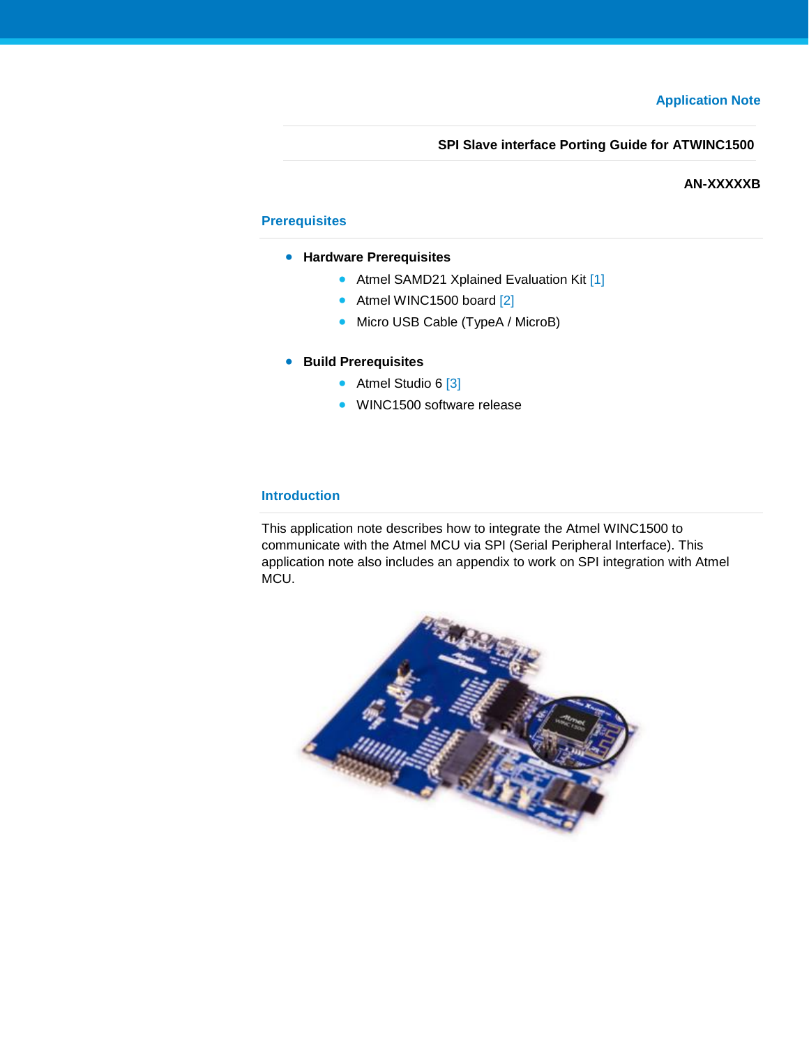Application Note

**SPI Slave interface Porting Guide for ATWINC1500**

**AN-XXXXXB**

## Prerequisites

- **Hardware Prerequisites**
  - Atmel SAMD21 Xplained Evaluation Kit [1]
  - Atmel WINC1500 board [2]
  - Micro USB Cable (TypeA / MicroB)

- **Build Prerequisites**
  - Atmel Studio 6 [3]
  - WINC1500 software release

## Introduction

This application note describes how to integrate the Atmel WINC1500 to communicate with the Atmel MCU via SPI (Serial Peripheral Interface). This application note also includes an appendix to work on SPI integration with Atmel MCU.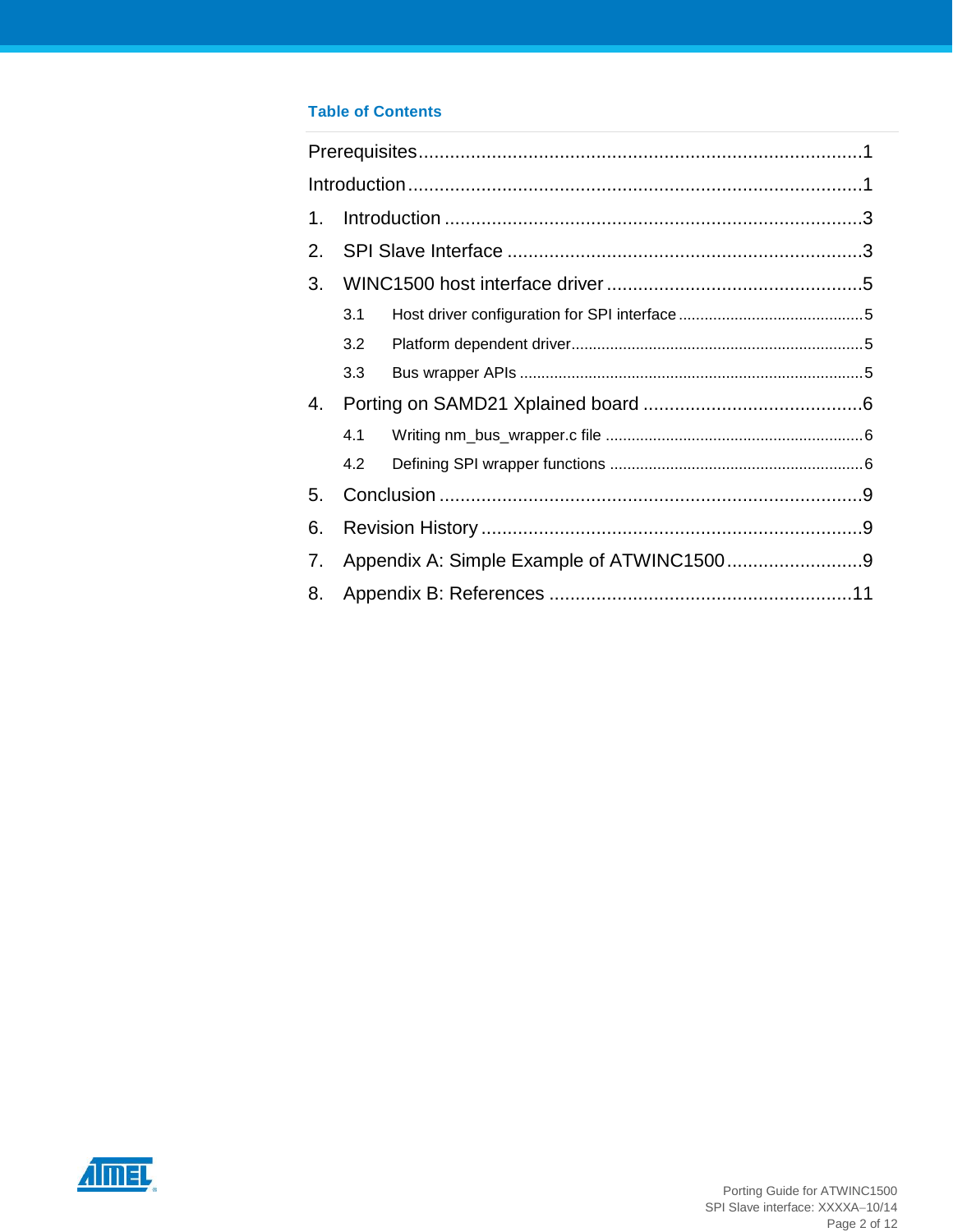## Table of Contents

Prerequisites ..................................................................................... 1

Introduction ....................................................................................... 1

1. Introduction ................................................................................ 3
2. SPI Slave Interface .................................................................... 3
3. WINC1500 host interface driver ................................................ 5
   - 3.1 Host driver configuration for SPI interface ........................................... 5
   - 3.2 Platform dependent driver .................................................................... 5
   - 3.3 Bus wrapper APIs ................................................................................. 5
4. Porting on SAMD21 Xplained board .......................................... 6
   - 4.1 Writing nm_bus_wrapper.c file ............................................................ 6
   - 4.2 Defining SPI wrapper functions ........................................................... 6
5. Conclusion ................................................................................. 9
6. Revision History .......................................................................... 9
7. Appendix A: Simple Example of ATWINC1500 .......................... 9
8. Appendix B: References .......................................................... 11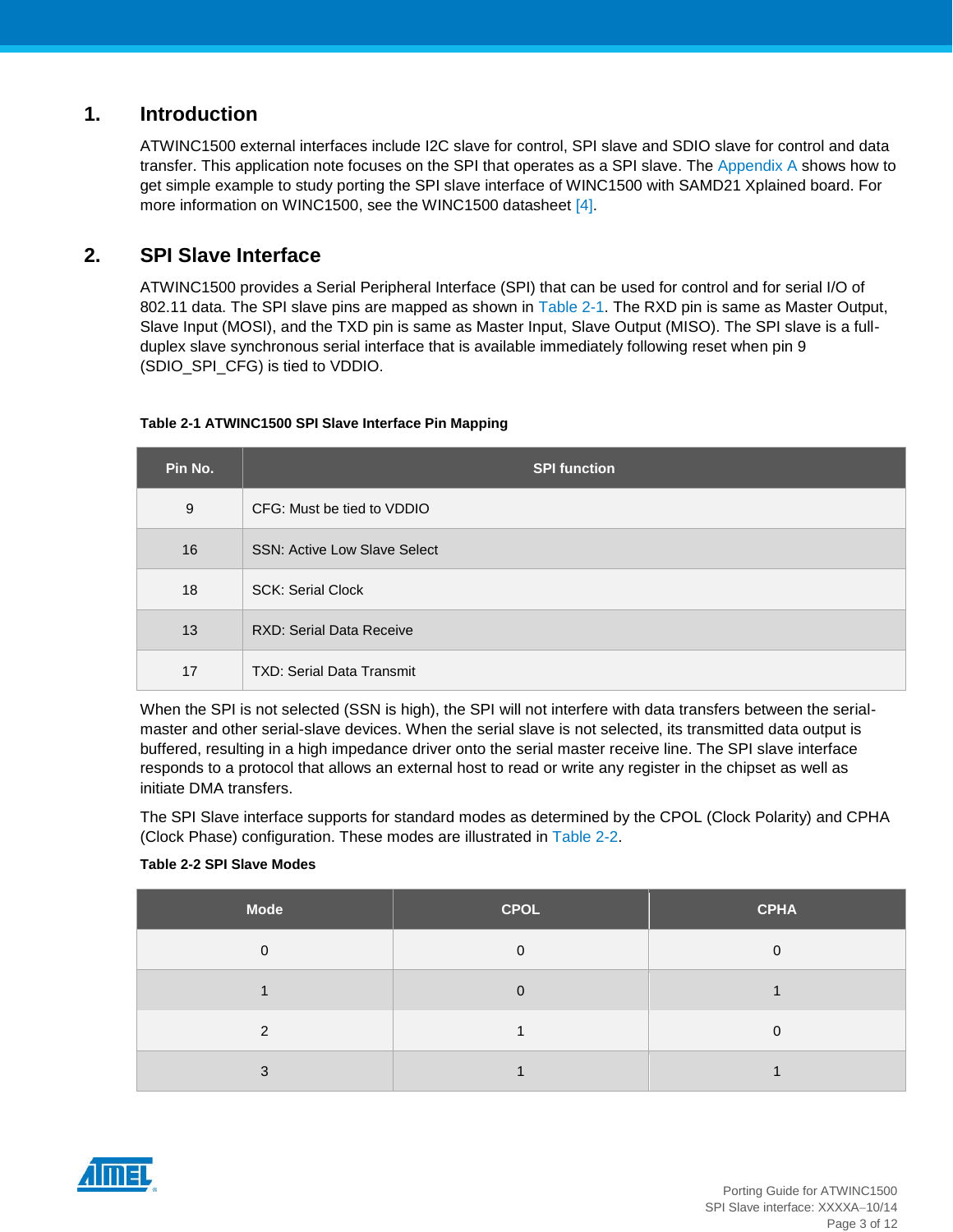# 1. Introduction

ATWINC1500 external interfaces include I2C slave for control, SPI slave and SDIO slave for control and data transfer. This application note focuses on the SPI that operates as a SPI slave. The Appendix A shows how to get simple example to study porting the SPI slave interface of WINC1500 with SAMD21 Xplained board. For more information on WINC1500, see the WINC1500 datasheet [4].

# 2. SPI Slave Interface

ATWINC1500 provides a Serial Peripheral Interface (SPI) that can be used for control and for serial I/O of 802.11 data. The SPI slave pins are mapped as shown in Table 2-1. The RXD pin is same as Master Output, Slave Input (MOSI), and the TXD pin is same as Master Input, Slave Output (MISO). The SPI slave is a full-duplex slave synchronous serial interface that is available immediately following reset when pin 9 (SDIO_SPI_CFG) is tied to VDDIO.

**Table 2-1 ATWINC1500 SPI Slave Interface Pin Mapping**

| Pin No. | SPI function |
|---|---|
| 9 | CFG: Must be tied to VDDIO |
| 16 | SSN: Active Low Slave Select |
| 18 | SCK: Serial Clock |
| 13 | RXD: Serial Data Receive |
| 17 | TXD: Serial Data Transmit |

When the SPI is not selected (SSN is high), the SPI will not interfere with data transfers between the serial-master and other serial-slave devices. When the serial slave is not selected, its transmitted data output is buffered, resulting in a high impedance driver onto the serial master receive line. The SPI slave interface responds to a protocol that allows an external host to read or write any register in the chipset as well as initiate DMA transfers.

The SPI Slave interface supports for standard modes as determined by the CPOL (Clock Polarity) and CPHA (Clock Phase) configuration. These modes are illustrated in Table 2-2.

**Table 2-2 SPI Slave Modes**

| Mode | CPOL | CPHA |
|---|---|---|
| 0 | 0 | 0 |
| 1 | 0 | 1 |
| 2 | 1 | 0 |
| 3 | 1 | 1 |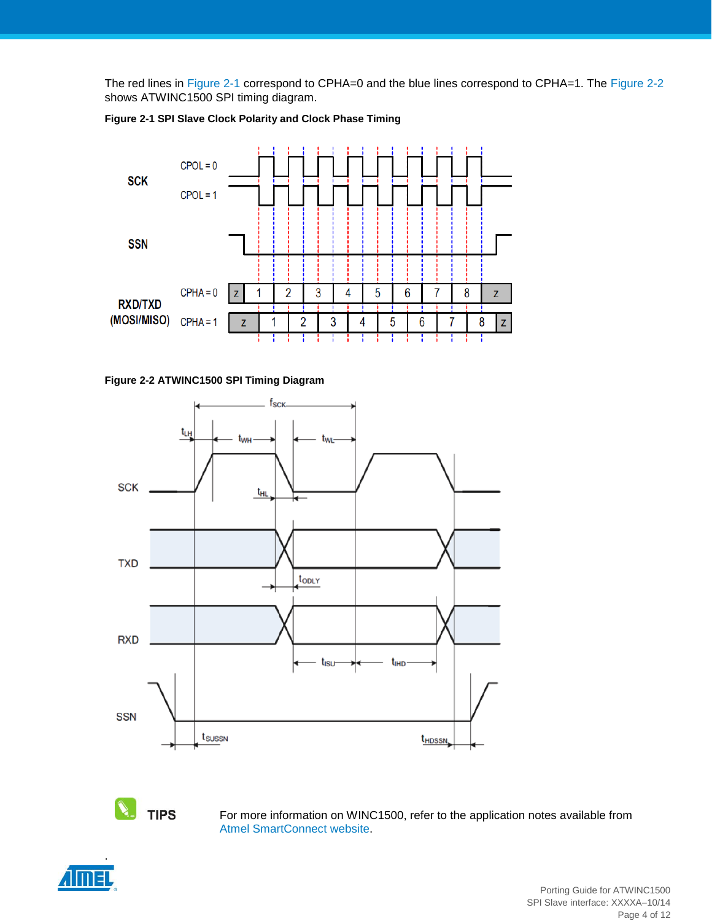The red lines in Figure 2-1 correspond to CPHA=0 and the blue lines correspond to CPHA=1. The Figure 2-2 shows ATWINC1500 SPI timing diagram.

**Figure 2-1 SPI Slave Clock Polarity and Clock Phase Timing**

**Figure 2-2 ATWINC1500 SPI Timing Diagram**

**TIPS** For more information on WINC1500, refer to the application notes available from Atmel SmartConnect website.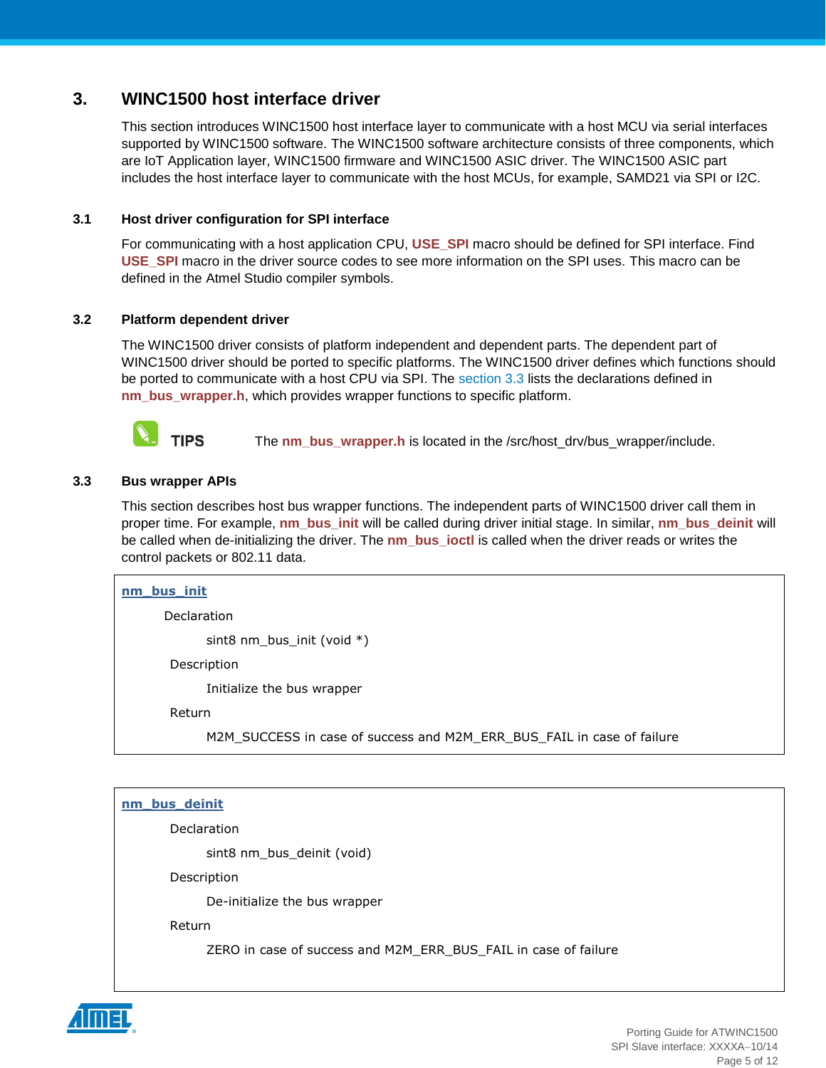# 3. WINC1500 host interface driver

This section introduces WINC1500 host interface layer to communicate with a host MCU via serial interfaces supported by WINC1500 software. The WINC1500 software architecture consists of three components, which are IoT Application layer, WINC1500 firmware and WINC1500 ASIC driver. The WINC1500 ASIC part includes the host interface layer to communicate with the host MCUs, for example, SAMD21 via SPI or I2C.

## 3.1 Host driver configuration for SPI interface

For communicating with a host application CPU, **USE_SPI** macro should be defined for SPI interface. Find **USE_SPI** macro in the driver source codes to see more information on the SPI uses. This macro can be defined in the Atmel Studio compiler symbols.

## 3.2 Platform dependent driver

The WINC1500 driver consists of platform independent and dependent parts. The dependent part of WINC1500 driver should be ported to specific platforms. The WINC1500 driver defines which functions should be ported to communicate with a host CPU via SPI. The section 3.3 lists the declarations defined in **nm_bus_wrapper.h**, which provides wrapper functions to specific platform.

> **TIPS** The **nm_bus_wrapper.h** is located in the /src/host_drv/bus_wrapper/include.

## 3.3 Bus wrapper APIs

This section describes host bus wrapper functions. The independent parts of WINC1500 driver call them in proper time. For example, **nm_bus_init** will be called during driver initial stage. In similar, **nm_bus_deinit** will be called when de-initializing the driver. The **nm_bus_ioctl** is called when the driver reads or writes the control packets or 802.11 data.

**nm_bus_init**

Declaration

```
sint8 nm_bus_init (void *)
```

Description

Initialize the bus wrapper

Return

M2M_SUCCESS in case of success and M2M_ERR_BUS_FAIL in case of failure

**nm_bus_deinit**

Declaration

```
sint8 nm_bus_deinit (void)
```

Description

De-initialize the bus wrapper

Return

ZERO in case of success and M2M_ERR_BUS_FAIL in case of failure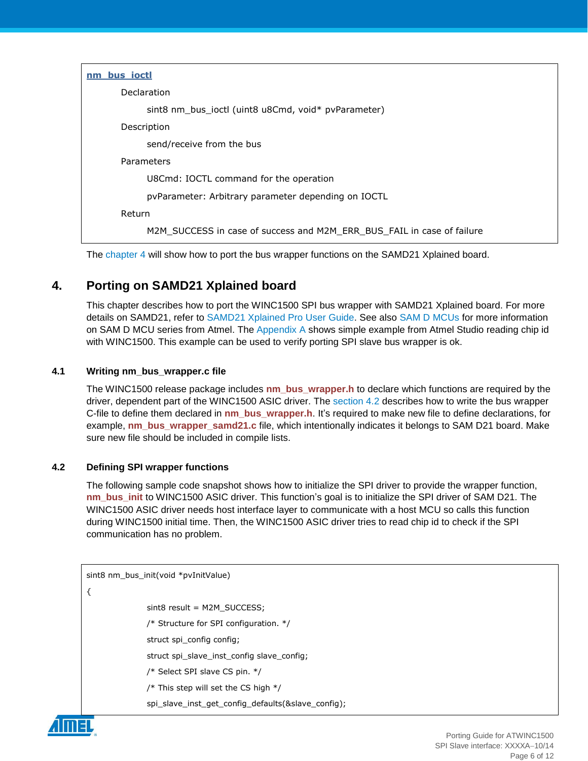**nm_bus_ioctl**

Declaration

sint8 nm_bus_ioctl (uint8 u8Cmd, void* pvParameter)

Description

send/receive from the bus

Parameters

U8Cmd: IOCTL command for the operation

pvParameter: Arbitrary parameter depending on IOCTL

Return

M2M_SUCCESS in case of success and M2M_ERR_BUS_FAIL in case of failure

The chapter 4 will show how to port the bus wrapper functions on the SAMD21 Xplained board.

# 4. Porting on SAMD21 Xplained board

This chapter describes how to port the WINC1500 SPI bus wrapper with SAMD21 Xplained board. For more details on SAMD21, refer to SAMD21 Xplained Pro User Guide. See also SAM D MCUs for more information on SAM D MCU series from Atmel. The Appendix A shows simple example from Atmel Studio reading chip id with WINC1500. This example can be used to verify porting SPI slave bus wrapper is ok.

## 4.1 Writing nm_bus_wrapper.c file

The WINC1500 release package includes **nm_bus_wrapper.h** to declare which functions are required by the driver, dependent part of the WINC1500 ASIC driver. The section 4.2 describes how to write the bus wrapper C-file to define them declared in **nm_bus_wrapper.h**. It's required to make new file to define declarations, for example, **nm_bus_wrapper_samd21.c** file, which intentionally indicates it belongs to SAM D21 board. Make sure new file should be included in compile lists.

## 4.2 Defining SPI wrapper functions

The following sample code snapshot shows how to initialize the SPI driver to provide the wrapper function, **nm_bus_init** to WINC1500 ASIC driver. This function's goal is to initialize the SPI driver of SAM D21. The WINC1500 ASIC driver needs host interface layer to communicate with a host MCU so calls this function during WINC1500 initial time. Then, the WINC1500 ASIC driver tries to read chip id to check if the SPI communication has no problem.

```
sint8 nm_bus_init(void *pvInitValue)
{
        sint8 result = M2M_SUCCESS;
        /* Structure for SPI configuration. */
        struct spi_config config;
        struct spi_slave_inst_config slave_config;
        /* Select SPI slave CS pin. */
        /* This step will set the CS high */
        spi_slave_inst_get_config_defaults(&slave_config);
```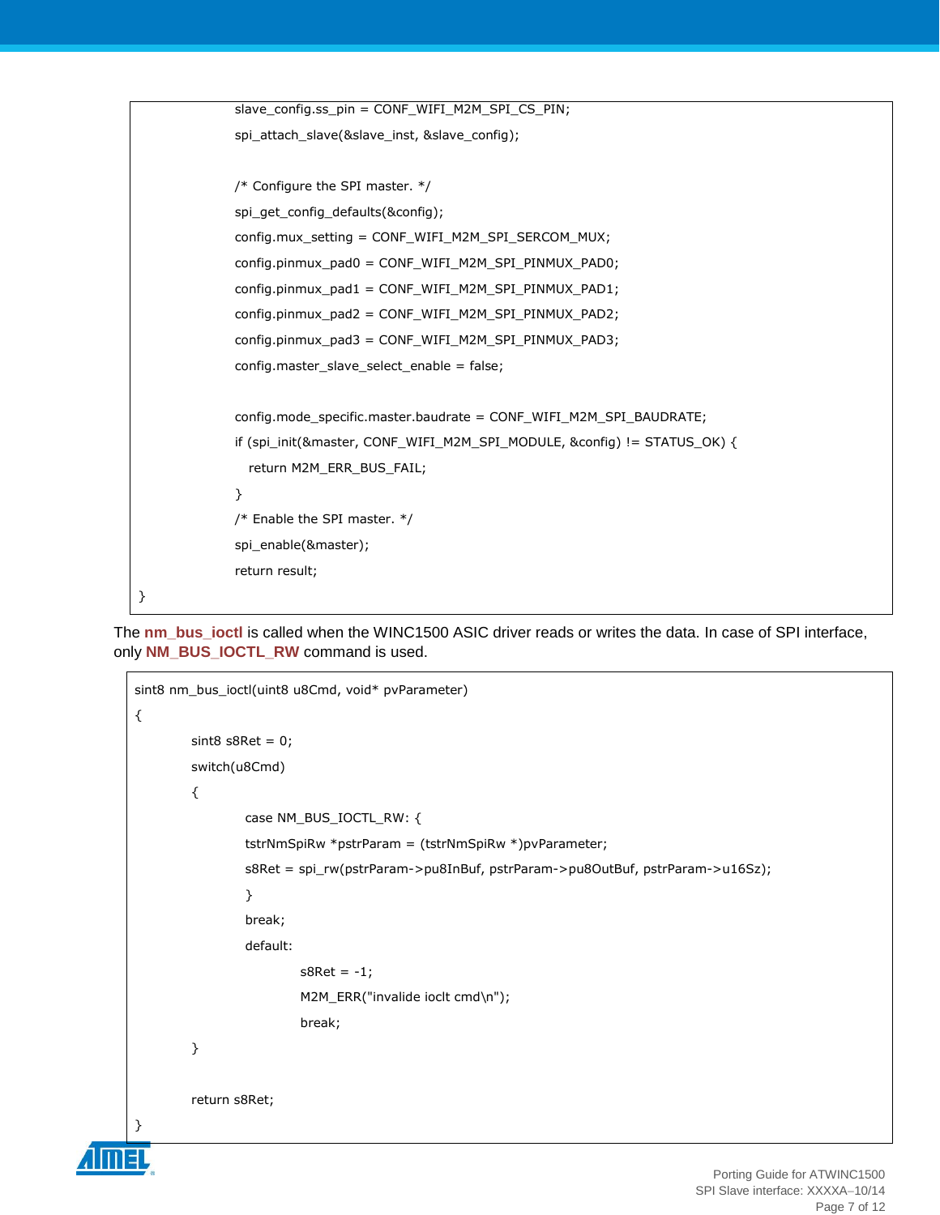```
        slave_config.ss_pin = CONF_WIFI_M2M_SPI_CS_PIN;
        spi_attach_slave(&slave_inst, &slave_config);

        /* Configure the SPI master. */
        spi_get_config_defaults(&config);
        config.mux_setting = CONF_WIFI_M2M_SPI_SERCOM_MUX;
        config.pinmux_pad0 = CONF_WIFI_M2M_SPI_PINMUX_PAD0;
        config.pinmux_pad1 = CONF_WIFI_M2M_SPI_PINMUX_PAD1;
        config.pinmux_pad2 = CONF_WIFI_M2M_SPI_PINMUX_PAD2;
        config.pinmux_pad3 = CONF_WIFI_M2M_SPI_PINMUX_PAD3;
        config.master_slave_select_enable = false;

        config.mode_specific.master.baudrate = CONF_WIFI_M2M_SPI_BAUDRATE;
        if (spi_init(&master, CONF_WIFI_M2M_SPI_MODULE, &config) != STATUS_OK) {
           return M2M_ERR_BUS_FAIL;
        }
        /* Enable the SPI master. */
        spi_enable(&master);
        return result;
}
```

The **nm_bus_ioctl** is called when the WINC1500 ASIC driver reads or writes the data. In case of SPI interface, only **NM_BUS_IOCTL_RW** command is used.

```
sint8 nm_bus_ioctl(uint8 u8Cmd, void* pvParameter)
{
        sint8 s8Ret = 0;
        switch(u8Cmd)
        {
                case NM_BUS_IOCTL_RW: {
                tstrNmSpiRw *pstrParam = (tstrNmSpiRw *)pvParameter;
                s8Ret = spi_rw(pstrParam->pu8InBuf, pstrParam->pu8OutBuf, pstrParam->u16Sz);
                }
                break;
                default:
                        s8Ret = -1;
                        M2M_ERR("invalide ioclt cmd\n");
                        break;
        }

        return s8Ret;
}
```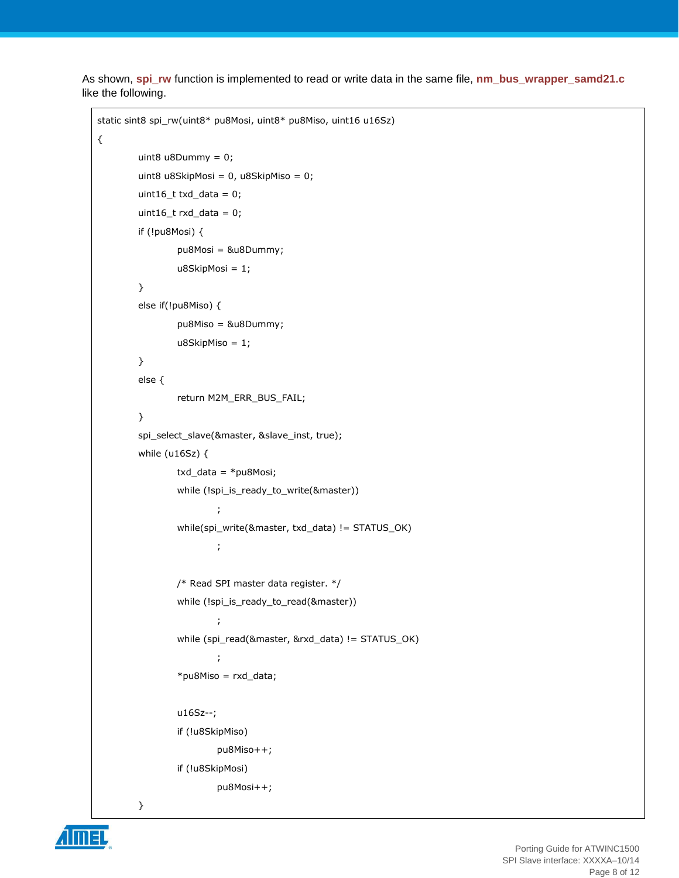As shown, **spi_rw** function is implemented to read or write data in the same file, **nm_bus_wrapper_samd21.c** like the following.

```
static sint8 spi_rw(uint8* pu8Mosi, uint8* pu8Miso, uint16 u16Sz)
{
        uint8 u8Dummy = 0;
        uint8 u8SkipMosi = 0, u8SkipMiso = 0;
        uint16_t txd_data = 0;
        uint16_t rxd_data = 0;
        if (!pu8Mosi) {
                pu8Mosi = &u8Dummy;
                u8SkipMosi = 1;
        }
        else if(!pu8Miso) {
                pu8Miso = &u8Dummy;
                u8SkipMiso = 1;
        }
        else {
                return M2M_ERR_BUS_FAIL;
        }
        spi_select_slave(&master, &slave_inst, true);
        while (u16Sz) {
                txd_data = *pu8Mosi;
                while (!spi_is_ready_to_write(&master))
                        ;
                while(spi_write(&master, txd_data) != STATUS_OK)
                        ;

                /* Read SPI master data register. */
                while (!spi_is_ready_to_read(&master))
                        ;
                while (spi_read(&master, &rxd_data) != STATUS_OK)
                        ;
                *pu8Miso = rxd_data;

                u16Sz--;
                if (!u8SkipMiso)
                        pu8Miso++;
                if (!u8SkipMosi)
                        pu8Mosi++;
        }
```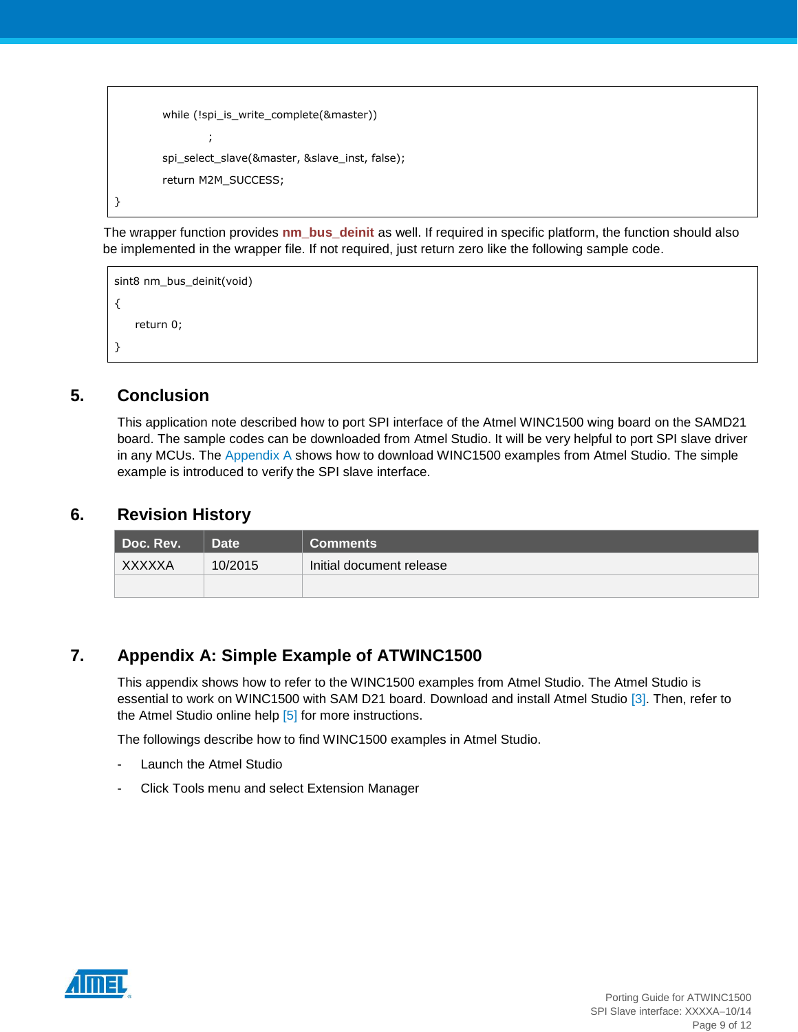```
        while (!spi_is_write_complete(&master))
                ;
        spi_select_slave(&master, &slave_inst, false);
        return M2M_SUCCESS;
}
```

The wrapper function provides **nm_bus_deinit** as well. If required in specific platform, the function should also be implemented in the wrapper file. If not required, just return zero like the following sample code.

```
sint8 nm_bus_deinit(void)
{
    return 0;
}
```

## 5. Conclusion

This application note described how to port SPI interface of the Atmel WINC1500 wing board on the SAMD21 board. The sample codes can be downloaded from Atmel Studio. It will be very helpful to port SPI slave driver in any MCUs. The Appendix A shows how to download WINC1500 examples from Atmel Studio. The simple example is introduced to verify the SPI slave interface.

## 6. Revision History

| Doc. Rev. | Date | Comments |
|---|---|---|
| XXXXXA | 10/2015 | Initial document release |
| | | |

## 7. Appendix A: Simple Example of ATWINC1500

This appendix shows how to refer to the WINC1500 examples from Atmel Studio. The Atmel Studio is essential to work on WINC1500 with SAM D21 board. Download and install Atmel Studio [3]. Then, refer to the Atmel Studio online help [5] for more instructions.

The followings describe how to find WINC1500 examples in Atmel Studio.

- Launch the Atmel Studio
- Click Tools menu and select Extension Manager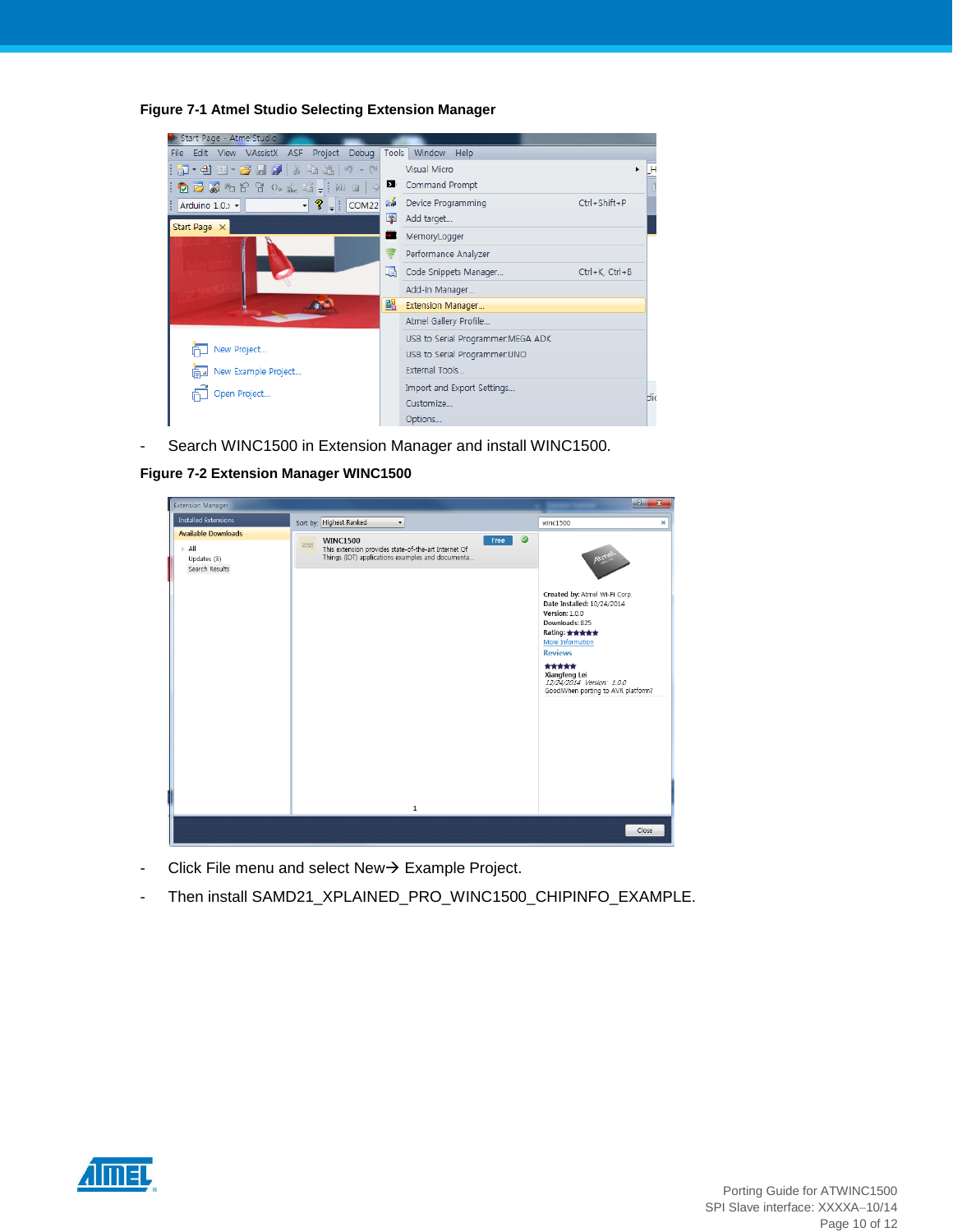**Figure 7-1 Atmel Studio Selecting Extension Manager**

- Search WINC1500 in Extension Manager and install WINC1500.

**Figure 7-2 Extension Manager WINC1500**

- Click File menu and select New→ Example Project.
- Then install SAMD21_XPLAINED_PRO_WINC1500_CHIPINFO_EXAMPLE.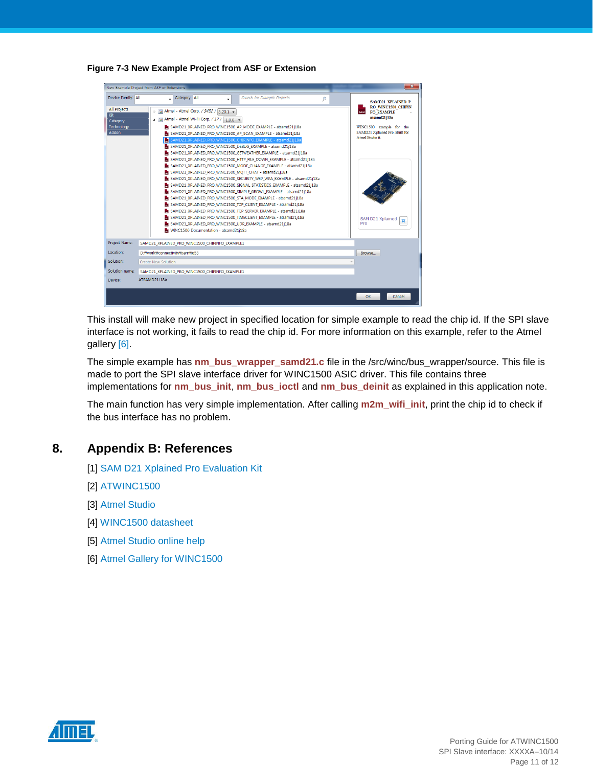**Figure 7-3 New Example Project from ASF or Extension**

This install will make new project in specified location for simple example to read the chip id. If the SPI slave interface is not working, it fails to read the chip id. For more information on this example, refer to the Atmel gallery [6].

The simple example has **nm_bus_wrapper_samd21.c** file in the /src/winc/bus_wrapper/source. This file is made to port the SPI slave interface driver for WINC1500 ASIC driver. This file contains three implementations for **nm_bus_init**, **nm_bus_ioctl** and **nm_bus_deinit** as explained in this application note.

The main function has very simple implementation. After calling **m2m_wifi_init**, print the chip id to check if the bus interface has no problem.

# 8. Appendix B: References

[1] SAM D21 Xplained Pro Evaluation Kit

[2] ATWINC1500

[3] Atmel Studio

[4] WINC1500 datasheet

[5] Atmel Studio online help

[6] Atmel Gallery for WINC1500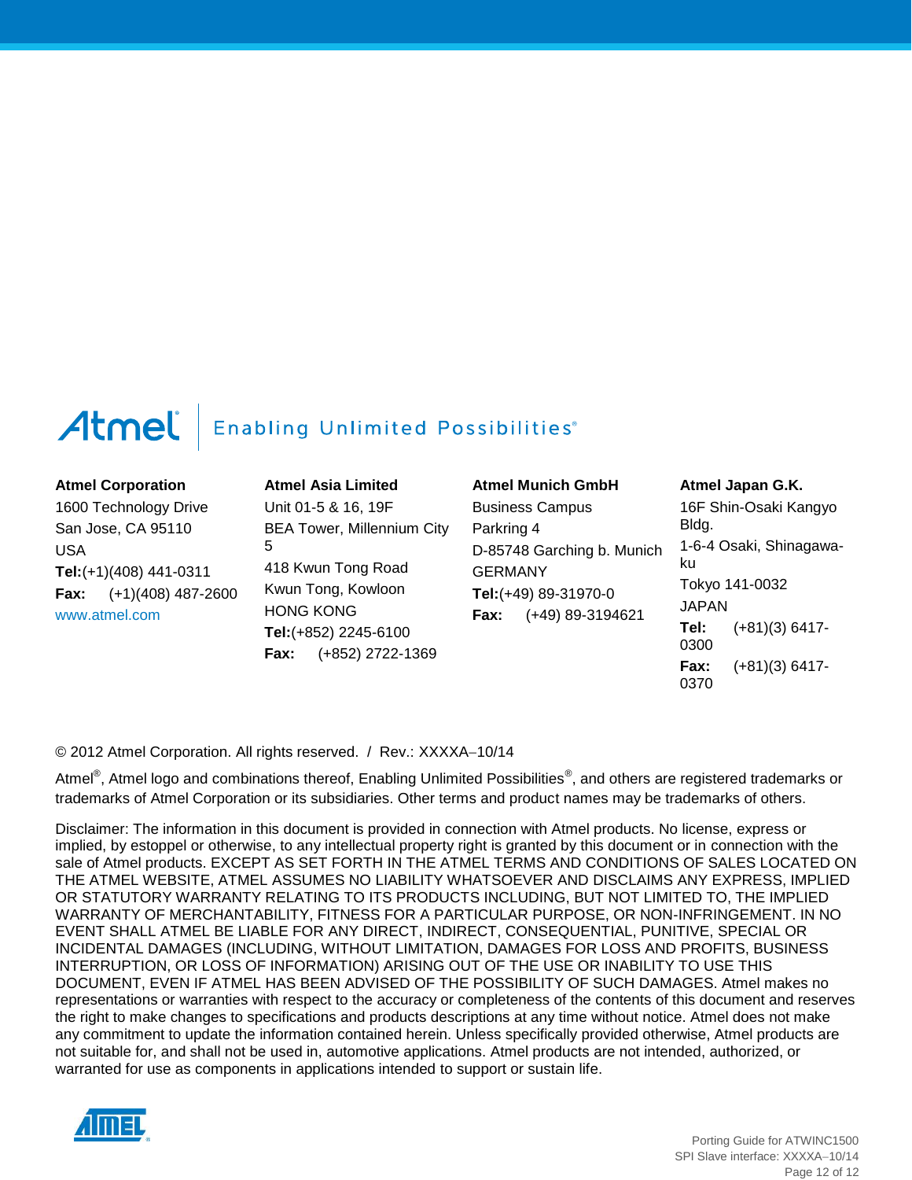Atmel | Enabling Unlimited Possibilities®

**Atmel Corporation**
1600 Technology Drive
San Jose, CA 95110
USA
**Tel:**(+1)(408) 441-0311
**Fax:** (+1)(408) 487-2600
www.atmel.com

**Atmel Asia Limited**
Unit 01-5 & 16, 19F
BEA Tower, Millennium City 5
418 Kwun Tong Road
Kwun Tong, Kowloon
HONG KONG
**Tel:**(+852) 2245-6100
**Fax:** (+852) 2722-1369

**Atmel Munich GmbH**
Business Campus
Parkring 4
D-85748 Garching b. Munich
GERMANY
**Tel:**(+49) 89-31970-0
**Fax:** (+49) 89-3194621

**Atmel Japan G.K.**
16F Shin-Osaki Kangyo Bldg.
1-6-4 Osaki, Shinagawa-ku
Tokyo 141-0032
JAPAN
**Tel:** (+81)(3) 6417-0300
**Fax:** (+81)(3) 6417-0370

© 2012 Atmel Corporation. All rights reserved. / Rev.: XXXXA–10/14

Atmel®, Atmel logo and combinations thereof, Enabling Unlimited Possibilities®, and others are registered trademarks or trademarks of Atmel Corporation or its subsidiaries. Other terms and product names may be trademarks of others.

Disclaimer: The information in this document is provided in connection with Atmel products. No license, express or implied, by estoppel or otherwise, to any intellectual property right is granted by this document or in connection with the sale of Atmel products. EXCEPT AS SET FORTH IN THE ATMEL TERMS AND CONDITIONS OF SALES LOCATED ON THE ATMEL WEBSITE, ATMEL ASSUMES NO LIABILITY WHATSOEVER AND DISCLAIMS ANY EXPRESS, IMPLIED OR STATUTORY WARRANTY RELATING TO ITS PRODUCTS INCLUDING, BUT NOT LIMITED TO, THE IMPLIED WARRANTY OF MERCHANTABILITY, FITNESS FOR A PARTICULAR PURPOSE, OR NON-INFRINGEMENT. IN NO EVENT SHALL ATMEL BE LIABLE FOR ANY DIRECT, INDIRECT, CONSEQUENTIAL, PUNITIVE, SPECIAL OR INCIDENTAL DAMAGES (INCLUDING, WITHOUT LIMITATION, DAMAGES FOR LOSS AND PROFITS, BUSINESS INTERRUPTION, OR LOSS OF INFORMATION) ARISING OUT OF THE USE OR INABILITY TO USE THIS DOCUMENT, EVEN IF ATMEL HAS BEEN ADVISED OF THE POSSIBILITY OF SUCH DAMAGES. Atmel makes no representations or warranties with respect to the accuracy or completeness of the contents of this document and reserves the right to make changes to specifications and products descriptions at any time without notice. Atmel does not make any commitment to update the information contained herein. Unless specifically provided otherwise, Atmel products are not suitable for, and shall not be used in, automotive applications. Atmel products are not intended, authorized, or warranted for use as components in applications intended to support or sustain life.